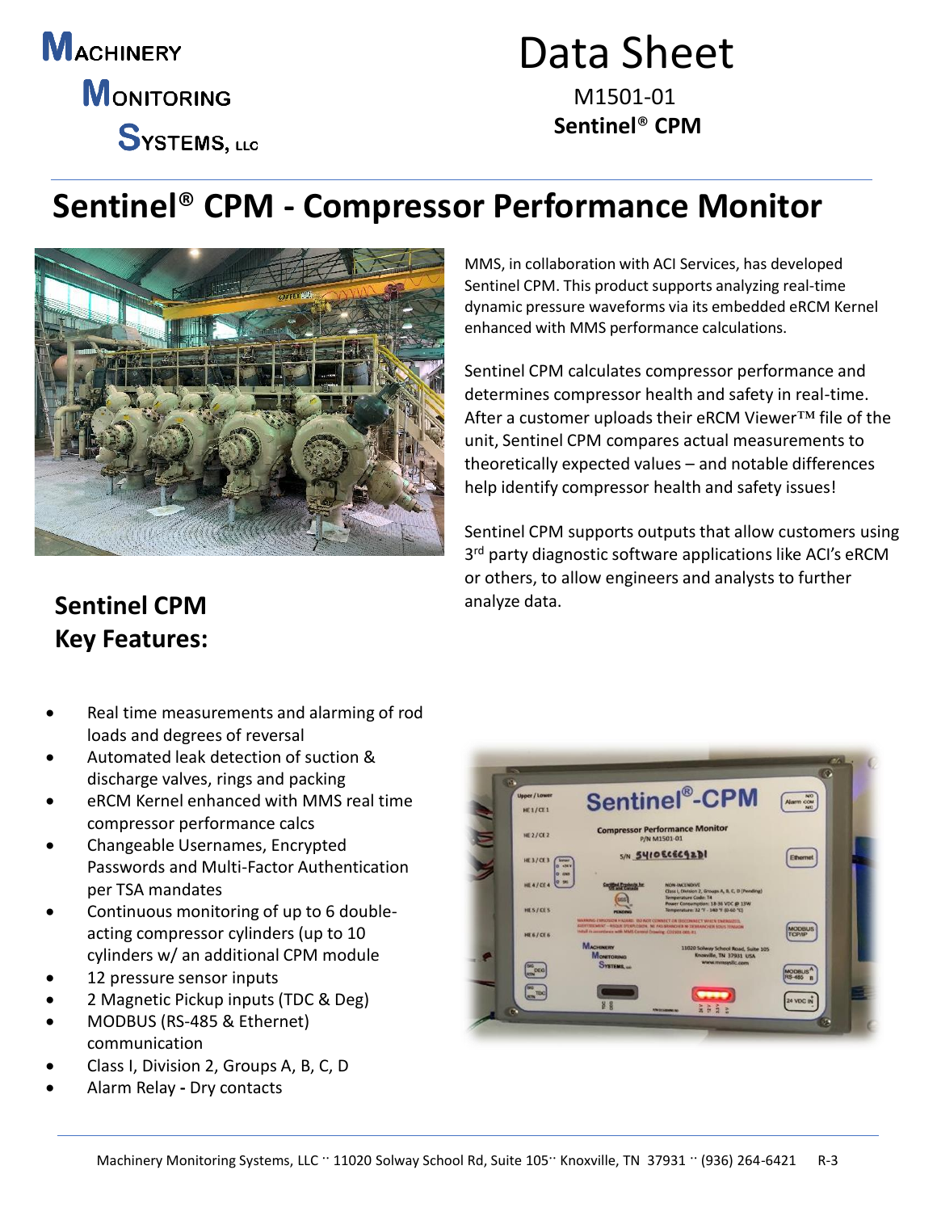**Machinery Monitoring Systems, LLC**

# Data Sheet

M1501-01

**Sentinel® CPM**

# Sentinel® CPM - Compressor Performance Monitor

MMS, in collaboration with ACI Services, has developed Sentinel CPM. This product supports analyzing real-time dynamic pressure waveforms via its embedded eRCM Kernel enhanced with MMS performance calculations.

Sentinel CPM calculates compressor performance and determines compressor health and safety in real-time. After a customer uploads their eRCM Viewer™ file of the unit, Sentinel CPM compares actual measurements to theoretically expected values – and notable differences help identify compressor health and safety issues!

Sentinel CPM supports outputs that allow customers using 3rd party diagnostic software applications like ACI's eRCM or others, to allow engineers and analysts to further analyze data.

## Sentinel CPM Key Features:

- Real time measurements and alarming of rod loads and degrees of reversal
- Automated leak detection of suction & discharge valves, rings and packing
- eRCM Kernel enhanced with MMS real time compressor performance calcs
- Changeable Usernames, Encrypted Passwords and Multi-Factor Authentication per TSA mandates
- Continuous monitoring of up to 6 double-acting compressor cylinders (up to 10 cylinders w/ an additional CPM module
- 12 pressure sensor inputs
- 2 Magnetic Pickup inputs (TDC & Deg)
- MODBUS (RS-485 & Ethernet) communication
- Class I, Division 2, Groups A, B, C, D
- Alarm Relay - Dry contacts

Machinery Monitoring Systems, LLC ·· 11020 Solway School Rd, Suite 105 ·· Knoxville, TN 37931 ·· (936) 264-6421 R-3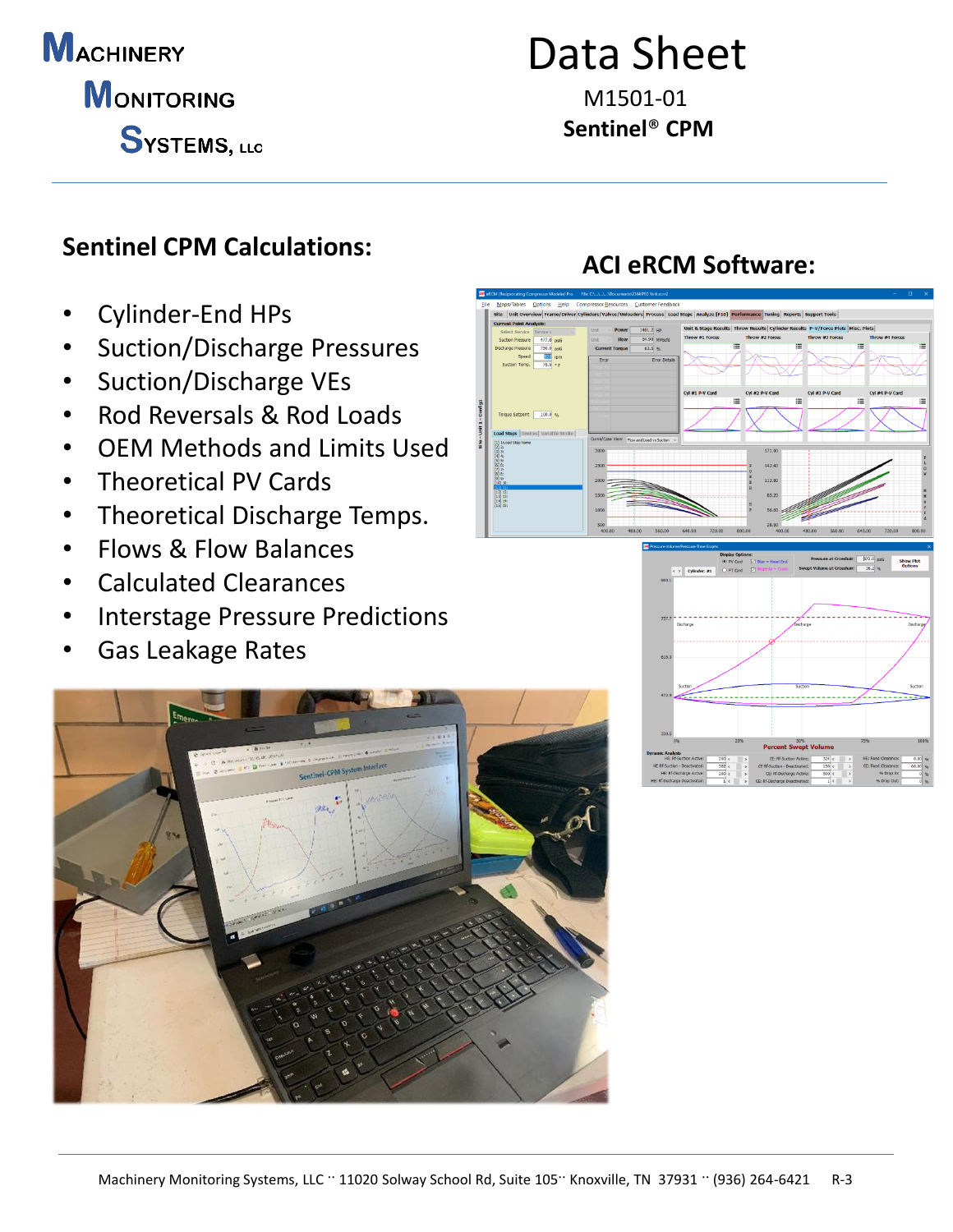# Data Sheet

M1501-01

**Sentinel® CPM**

## Sentinel CPM Calculations:

- Cylinder-End HPs
- Suction/Discharge Pressures
- Suction/Discharge VEs
- Rod Reversals & Rod Loads
- OEM Methods and Limits Used
- Theoretical PV Cards
- Theoretical Discharge Temps.
- Flows & Flow Balances
- Calculated Clearances
- Interstage Pressure Predictions
- Gas Leakage Rates

## ACI eRCM Software: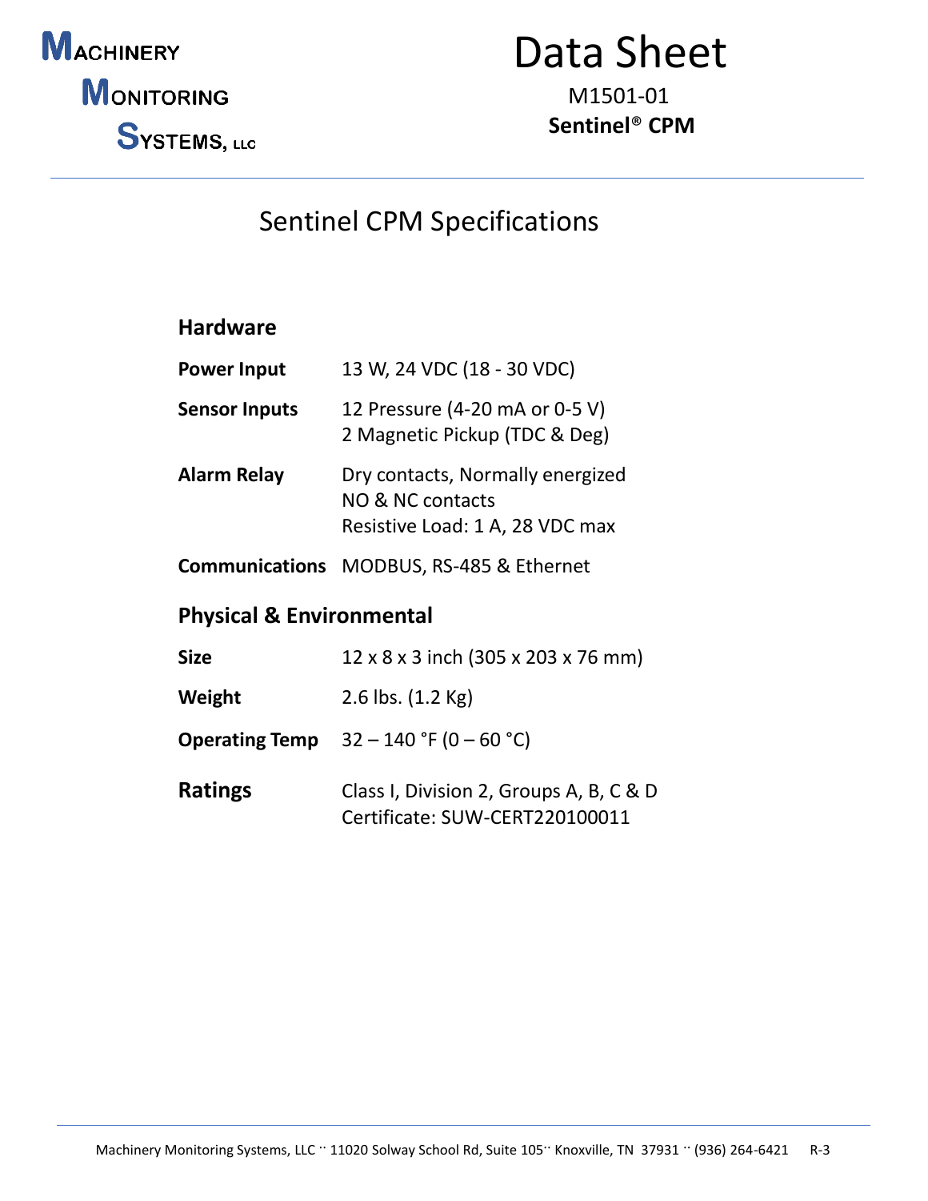Machinery Monitoring Systems, LLC

# Data Sheet

M1501-01

**Sentinel® CPM**

## Sentinel CPM Specifications

### Hardware

| | |
|---|---|
| **Power Input** | 13 W, 24 VDC (18 - 30 VDC) |
| **Sensor Inputs** | 12 Pressure (4-20 mA or 0-5 V)<br>2 Magnetic Pickup (TDC & Deg) |
| **Alarm Relay** | Dry contacts, Normally energized<br>NO & NC contacts<br>Resistive Load: 1 A, 28 VDC max |
| **Communications** | MODBUS, RS-485 & Ethernet |

### Physical & Environmental

| | |
|---|---|
| **Size** | 12 x 8 x 3 inch (305 x 203 x 76 mm) |
| **Weight** | 2.6 lbs. (1.2 Kg) |
| **Operating Temp** | 32 – 140 °F (0 – 60 °C) |

### Ratings

Class I, Division 2, Groups A, B, C & D
Certificate: SUW-CERT220100011

Machinery Monitoring Systems, LLC ·· 11020 Solway School Rd, Suite 105·· Knoxville, TN 37931 ·· (936) 264-6421 R-3